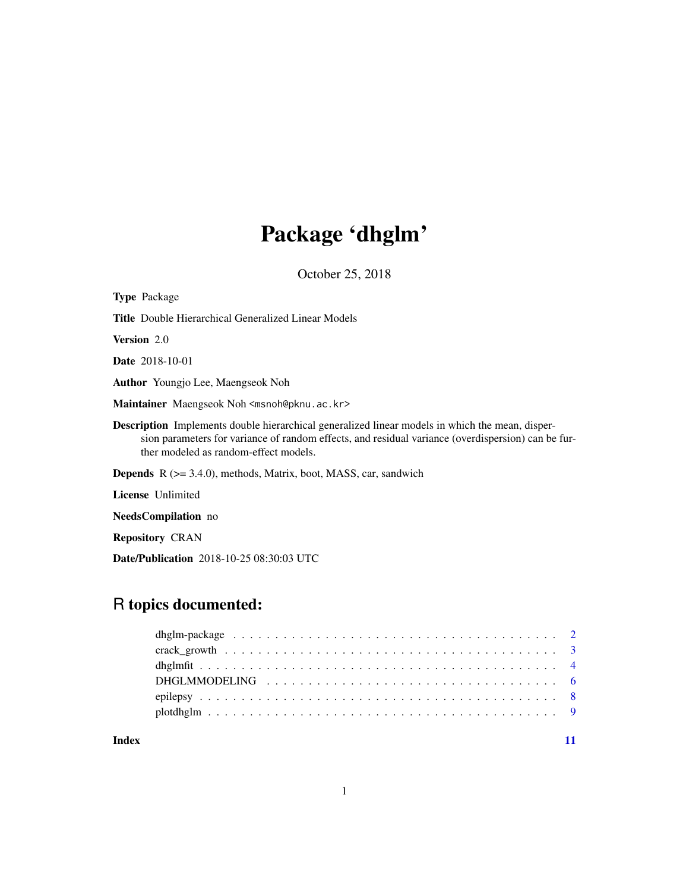# Package 'dhglm'

October 25, 2018

**Type** Package

**Title** Double Hierarchical Generalized Linear Models

**Version** 2.0

**Date** 2018-10-01

**Author** Youngjo Lee, Maengseok Noh

**Maintainer** Maengseok Noh <msnoh@pknu.ac.kr>

**Description** Implements double hierarchical generalized linear models in which the mean, dispersion parameters for variance of random effects, and residual variance (overdispersion) can be further modeled as random-effect models.

**Depends** R (>= 3.4.0), methods, Matrix, boot, MASS, car, sandwich

**License** Unlimited

**NeedsCompilation** no

**Repository** CRAN

**Date/Publication** 2018-10-25 08:30:03 UTC

## R topics documented:

- dhglm-package . . . . . . . . . . . . . . . . . . . . . . . . . . . . . . . . . . . . . . 2
- crack_growth . . . . . . . . . . . . . . . . . . . . . . . . . . . . . . . . . . . . . . . 3
- dhglmfit . . . . . . . . . . . . . . . . . . . . . . . . . . . . . . . . . . . . . . . . . 4
- DHGLMMODELING . . . . . . . . . . . . . . . . . . . . . . . . . . . . . . . . . . . 6
- epilepsy . . . . . . . . . . . . . . . . . . . . . . . . . . . . . . . . . . . . . . . . . 8
- plotdhglm . . . . . . . . . . . . . . . . . . . . . . . . . . . . . . . . . . . . . . . . 9

**Index** 11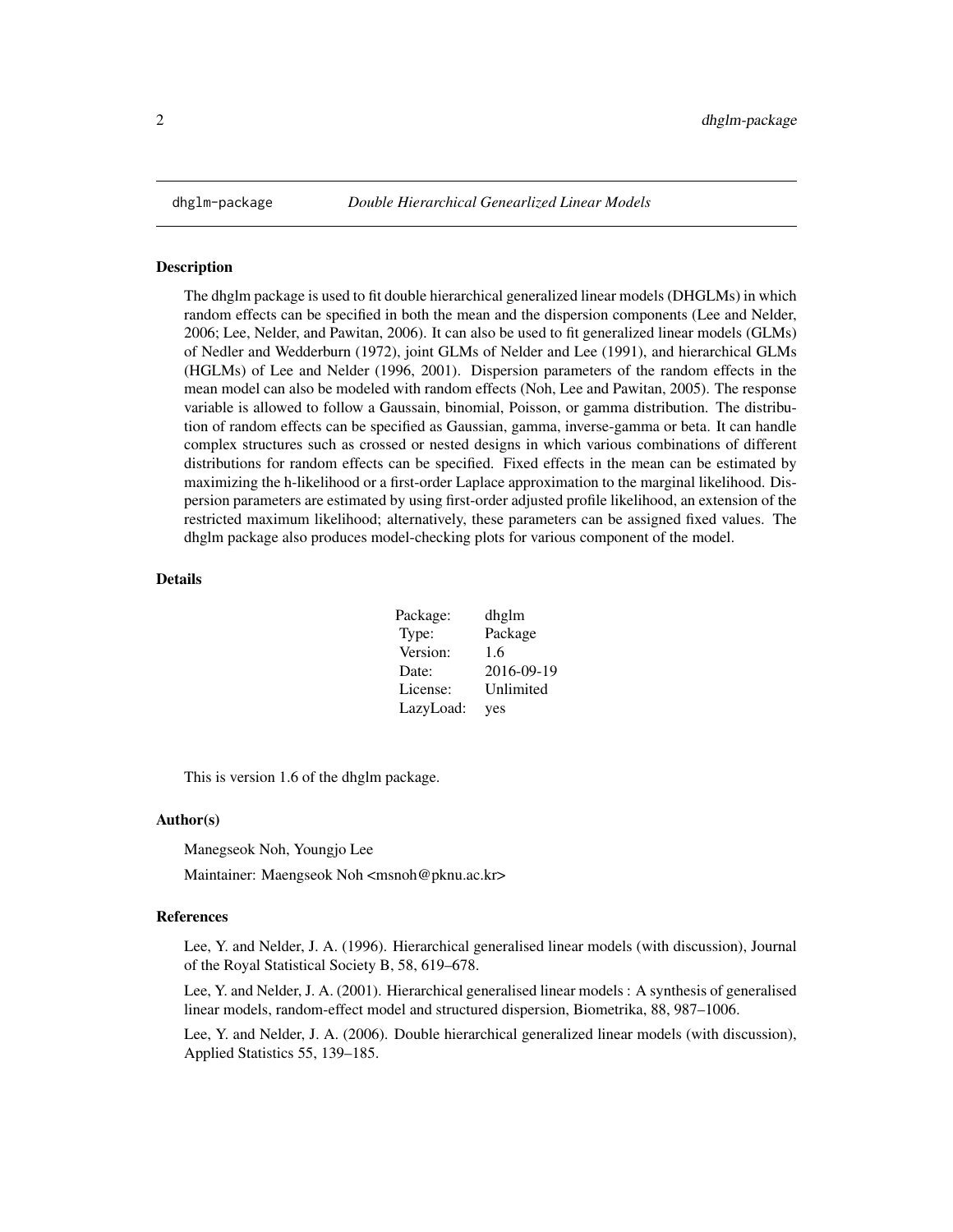# dhglm-package — *Double Hierarchical Genearlized Linear Models*

## Description

The dhglm package is used to fit double hierarchical generalized linear models (DHGLMs) in which random effects can be specified in both the mean and the dispersion components (Lee and Nelder, 2006; Lee, Nelder, and Pawitan, 2006). It can also be used to fit generalized linear models (GLMs) of Nedler and Wedderburn (1972), joint GLMs of Nelder and Lee (1991), and hierarchical GLMs (HGLMs) of Lee and Nelder (1996, 2001). Dispersion parameters of the random effects in the mean model can also be modeled with random effects (Noh, Lee and Pawitan, 2005). The response variable is allowed to follow a Gaussain, binomial, Poisson, or gamma distribution. The distribution of random effects can be specified as Gaussian, gamma, inverse-gamma or beta. It can handle complex structures such as crossed or nested designs in which various combinations of different distributions for random effects can be specified. Fixed effects in the mean can be estimated by maximizing the h-likelihood or a first-order Laplace approximation to the marginal likelihood. Dispersion parameters are estimated by using first-order adjusted profile likelihood, an extension of the restricted maximum likelihood; alternatively, these parameters can be assigned fixed values. The dhglm package also produces model-checking plots for various component of the model.

## Details

| | |
|---|---|
| Package: | dhglm |
| Type: | Package |
| Version: | 1.6 |
| Date: | 2016-09-19 |
| License: | Unlimited |
| LazyLoad: | yes |

This is version 1.6 of the dhglm package.

## Author(s)

Manegseok Noh, Youngjo Lee

Maintainer: Maengseok Noh <msnoh@pknu.ac.kr>

## References

Lee, Y. and Nelder, J. A. (1996). Hierarchical generalised linear models (with discussion), Journal of the Royal Statistical Society B, 58, 619–678.

Lee, Y. and Nelder, J. A. (2001). Hierarchical generalised linear models : A synthesis of generalised linear models, random-effect model and structured dispersion, Biometrika, 88, 987–1006.

Lee, Y. and Nelder, J. A. (2006). Double hierarchical generalized linear models (with discussion), Applied Statistics 55, 139–185.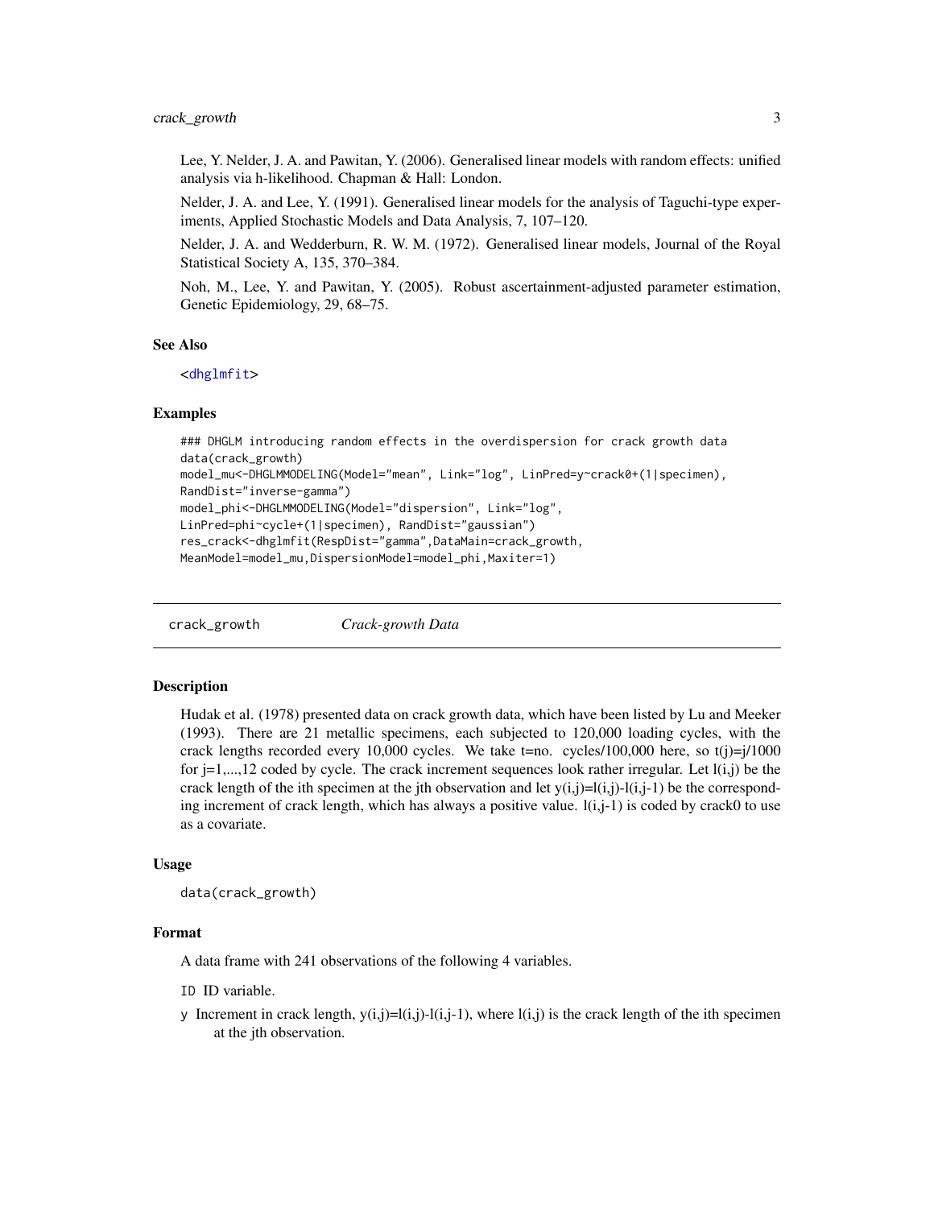Lee, Y. Nelder, J. A. and Pawitan, Y. (2006). Generalised linear models with random effects: unified analysis via h-likelihood. Chapman & Hall: London.

Nelder, J. A. and Lee, Y. (1991). Generalised linear models for the analysis of Taguchi-type experiments, Applied Stochastic Models and Data Analysis, 7, 107–120.

Nelder, J. A. and Wedderburn, R. W. M. (1972). Generalised linear models, Journal of the Royal Statistical Society A, 135, 370–384.

Noh, M., Lee, Y. and Pawitan, Y. (2005). Robust ascertainment-adjusted parameter estimation, Genetic Epidemiology, 29, 68–75.

### See Also

<dhglmfit>

### Examples

```
### DHGLM introducing random effects in the overdispersion for crack growth data
data(crack_growth)
model_mu<-DHGLMMODELING(Model="mean", Link="log", LinPred=y~crack0+(1|specimen),
RandDist="inverse-gamma")
model_phi<-DHGLMMODELING(Model="dispersion", Link="log",
LinPred=phi~cycle+(1|specimen), RandDist="gaussian")
res_crack<-dhglmfit(RespDist="gamma",DataMain=crack_growth,
MeanModel=model_mu,DispersionModel=model_phi,Maxiter=1)
```

---

## crack_growth — *Crack-growth Data*

### Description

Hudak et al. (1978) presented data on crack growth data, which have been listed by Lu and Meeker (1993). There are 21 metallic specimens, each subjected to 120,000 loading cycles, with the crack lengths recorded every 10,000 cycles. We take t=no. cycles/100,000 here, so t(j)=j/1000 for j=1,...,12 coded by cycle. The crack increment sequences look rather irregular. Let l(i,j) be the crack length of the ith specimen at the jth observation and let y(i,j)=l(i,j)-l(i,j-1) be the corresponding increment of crack length, which has always a positive value. l(i,j-1) is coded by crack0 to use as a covariate.

### Usage

```
data(crack_growth)
```

### Format

A data frame with 241 observations of the following 4 variables.

- `ID` ID variable.
- `y` Increment in crack length, y(i,j)=l(i,j)-l(i,j-1), where l(i,j) is the crack length of the ith specimen at the jth observation.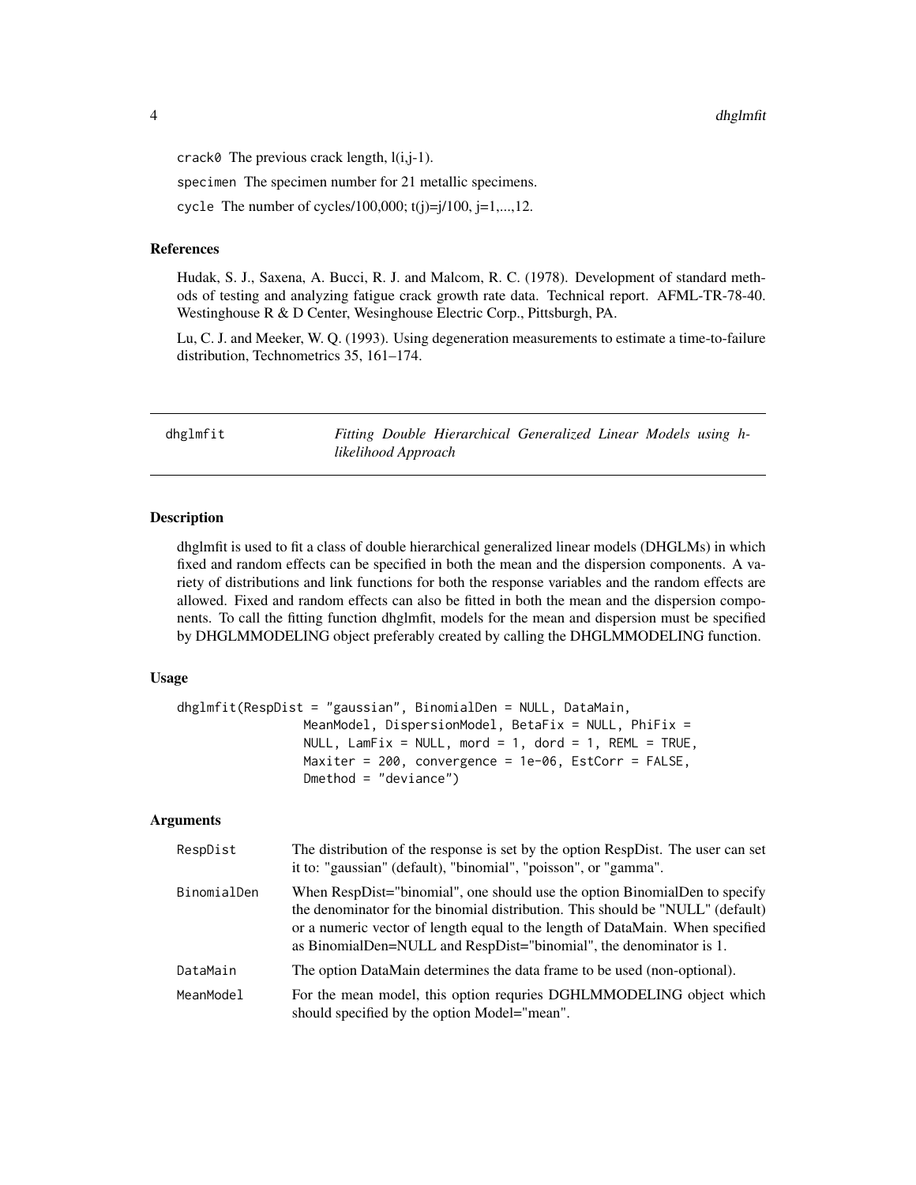crack0 The previous crack length, l(i,j-1).

specimen The specimen number for 21 metallic specimens.

cycle The number of cycles/100,000; t(j)=j/100, j=1,...,12.

### References

Hudak, S. J., Saxena, A. Bucci, R. J. and Malcom, R. C. (1978). Development of standard methods of testing and analyzing fatigue crack growth rate data. Technical report. AFML-TR-78-40. Westinghouse R & D Center, Wesinghouse Electric Corp., Pittsburgh, PA.

Lu, C. J. and Meeker, W. Q. (1993). Using degeneration measurements to estimate a time-to-failure distribution, Technometrics 35, 161–174.

---

## dhglmfit — *Fitting Double Hierarchical Generalized Linear Models using h-likelihood Approach*

---

### Description

dhglmfit is used to fit a class of double hierarchical generalized linear models (DHGLMs) in which fixed and random effects can be specified in both the mean and the dispersion components. A variety of distributions and link functions for both the response variables and the random effects are allowed. Fixed and random effects can also be fitted in both the mean and the dispersion components. To call the fitting function dhglmfit, models for the mean and dispersion must be specified by DHGLMMODELING object preferably created by calling the DHGLMMODELING function.

### Usage

```
dhglmfit(RespDist = "gaussian", BinomialDen = NULL, DataMain,
                MeanModel, DispersionModel, BetaFix = NULL, PhiFix =
                NULL, LamFix = NULL, mord = 1, dord = 1, REML = TRUE,
                Maxiter = 200, convergence = 1e-06, EstCorr = FALSE,
                Dmethod = "deviance")
```

### Arguments

| | |
|---|---|
| RespDist | The distribution of the response is set by the option RespDist. The user can set it to: "gaussian" (default), "binomial", "poisson", or "gamma". |
| BinomialDen | When RespDist="binomial", one should use the option BinomialDen to specify the denominator for the binomial distribution. This should be "NULL" (default) or a numeric vector of length equal to the length of DataMain. When specified as BinomialDen=NULL and RespDist="binomial", the denominator is 1. |
| DataMain | The option DataMain determines the data frame to be used (non-optional). |
| MeanModel | For the mean model, this option requries DGHLMMODELING object which should specified by the option Model="mean". |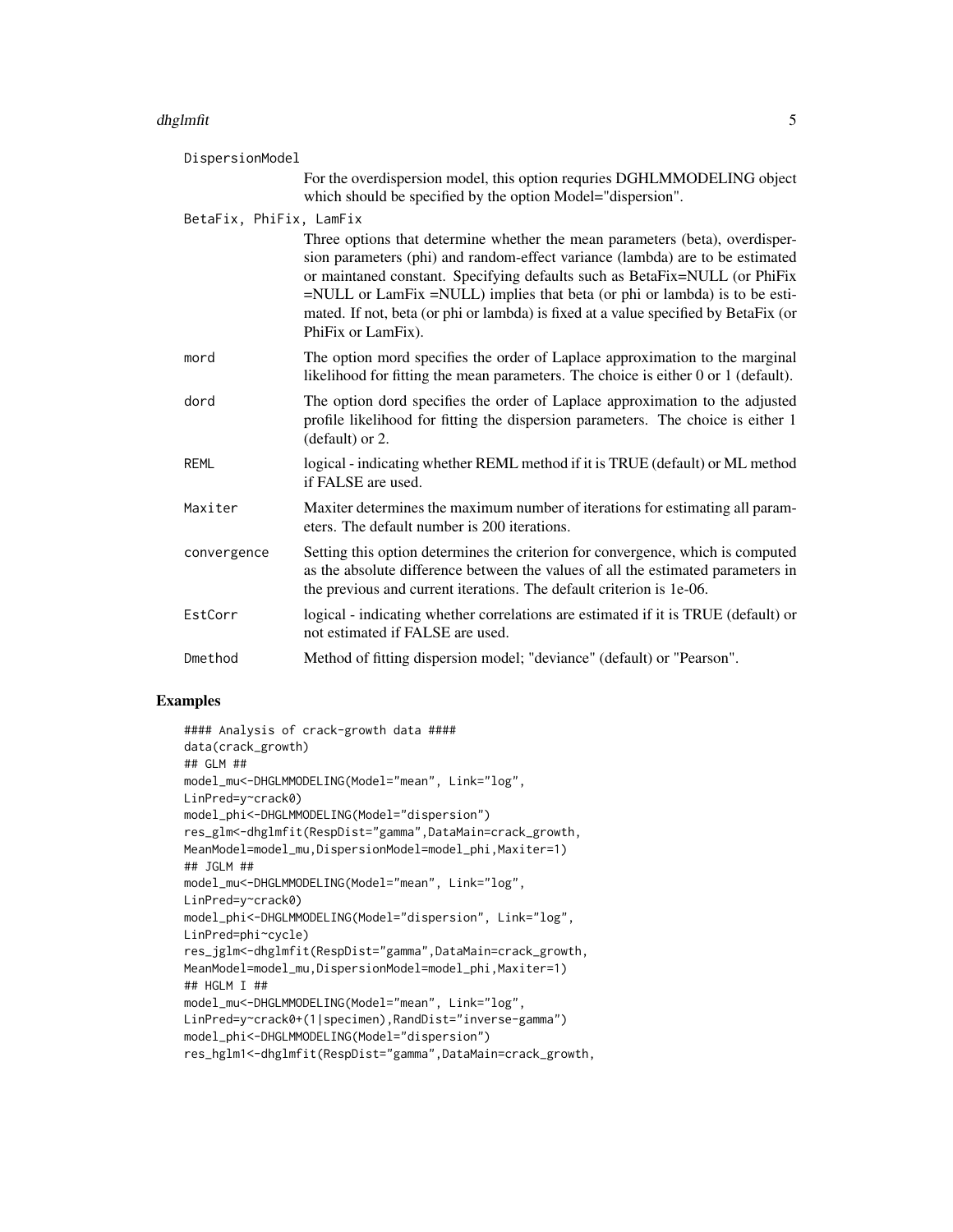DispersionModel
: For the overdispersion model, this option requries DGHLMMODELING object which should be specified by the option Model="dispersion".

BetaFix, PhiFix, LamFix
: Three options that determine whether the mean parameters (beta), overdispersion parameters (phi) and random-effect variance (lambda) are to be estimated or maintaned constant. Specifying defaults such as BetaFix=NULL (or PhiFix =NULL or LamFix =NULL) implies that beta (or phi or lambda) is to be estimated. If not, beta (or phi or lambda) is fixed at a value specified by BetaFix (or PhiFix or LamFix).

mord
: The option mord specifies the order of Laplace approximation to the marginal likelihood for fitting the mean parameters. The choice is either 0 or 1 (default).

dord
: The option dord specifies the order of Laplace approximation to the adjusted profile likelihood for fitting the dispersion parameters. The choice is either 1 (default) or 2.

REML
: logical - indicating whether REML method if it is TRUE (default) or ML method if FALSE are used.

Maxiter
: Maxiter determines the maximum number of iterations for estimating all parameters. The default number is 200 iterations.

convergence
: Setting this option determines the criterion for convergence, which is computed as the absolute difference between the values of all the estimated parameters in the previous and current iterations. The default criterion is 1e-06.

EstCorr
: logical - indicating whether correlations are estimated if it is TRUE (default) or not estimated if FALSE are used.

Dmethod
: Method of fitting dispersion model; "deviance" (default) or "Pearson".

## Examples

```
#### Analysis of crack-growth data ####
data(crack_growth)
## GLM ##
model_mu<-DHGLMMODELING(Model="mean", Link="log",
LinPred=y~crack0)
model_phi<-DHGLMMODELING(Model="dispersion")
res_glm<-dhglmfit(RespDist="gamma",DataMain=crack_growth,
MeanModel=model_mu,DispersionModel=model_phi,Maxiter=1)
## JGLM ##
model_mu<-DHGLMMODELING(Model="mean", Link="log",
LinPred=y~crack0)
model_phi<-DHGLMMODELING(Model="dispersion", Link="log",
LinPred=phi~cycle)
res_jglm<-dhglmfit(RespDist="gamma",DataMain=crack_growth,
MeanModel=model_mu,DispersionModel=model_phi,Maxiter=1)
## HGLM I ##
model_mu<-DHGLMMODELING(Model="mean", Link="log",
LinPred=y~crack0+(1|specimen),RandDist="inverse-gamma")
model_phi<-DHGLMMODELING(Model="dispersion")
res_hglm1<-dhglmfit(RespDist="gamma",DataMain=crack_growth,
```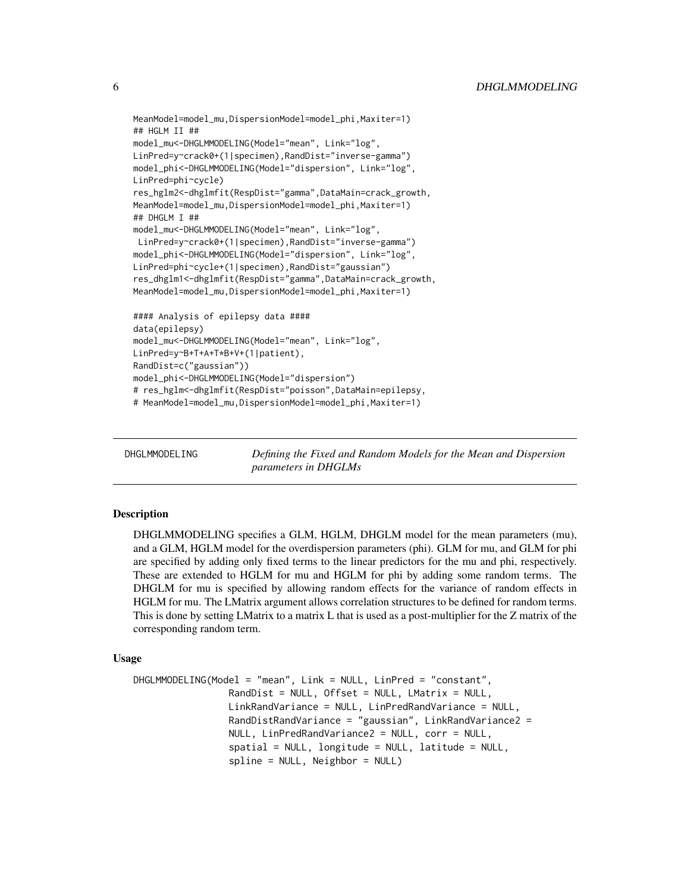```
MeanModel=model_mu,DispersionModel=model_phi,Maxiter=1)
## HGLM II ##
model_mu<-DHGLMMODELING(Model="mean", Link="log",
LinPred=y~crack0+(1|specimen),RandDist="inverse-gamma")
model_phi<-DHGLMMODELING(Model="dispersion", Link="log",
LinPred=phi~cycle)
res_hglm2<-dhglmfit(RespDist="gamma",DataMain=crack_growth,
MeanModel=model_mu,DispersionModel=model_phi,Maxiter=1)
## DHGLM I ##
model_mu<-DHGLMMODELING(Model="mean", Link="log",
 LinPred=y~crack0+(1|specimen),RandDist="inverse-gamma")
model_phi<-DHGLMMODELING(Model="dispersion", Link="log",
LinPred=phi~cycle+(1|specimen),RandDist="gaussian")
res_dhglm1<-dhglmfit(RespDist="gamma",DataMain=crack_growth,
MeanModel=model_mu,DispersionModel=model_phi,Maxiter=1)

#### Analysis of epilepsy data ####
data(epilepsy)
model_mu<-DHGLMMODELING(Model="mean", Link="log",
LinPred=y~B+T+A+T*B+V+(1|patient),
RandDist=c("gaussian"))
model_phi<-DHGLMMODELING(Model="dispersion")
# res_hglm<-dhglmfit(RespDist="poisson",DataMain=epilepsy,
# MeanModel=model_mu,DispersionModel=model_phi,Maxiter=1)
```

---

DHGLMMODELING — *Defining the Fixed and Random Models for the Mean and Dispersion parameters in DHGLMs*

---

## Description

DHGLMMODELING specifies a GLM, HGLM, DHGLM model for the mean parameters (mu), and a GLM, HGLM model for the overdispersion parameters (phi). GLM for mu, and GLM for phi are specified by adding only fixed terms to the linear predictors for the mu and phi, respectively. These are extended to HGLM for mu and HGLM for phi by adding some random terms. The DHGLM for mu is specified by allowing random effects for the variance of random effects in HGLM for mu. The LMatrix argument allows correlation structures to be defined for random terms. This is done by setting LMatrix to a matrix L that is used as a post-multiplier for the Z matrix of the corresponding random term.

## Usage

```
DHGLMMODELING(Model = "mean", Link = NULL, LinPred = "constant",
                RandDist = NULL, Offset = NULL, LMatrix = NULL,
                LinkRandVariance = NULL, LinPredRandVariance = NULL,
                RandDistRandVariance = "gaussian", LinkRandVariance2 =
                NULL, LinPredRandVariance2 = NULL, corr = NULL,
                spatial = NULL, longitude = NULL, latitude = NULL,
                spline = NULL, Neighbor = NULL)
```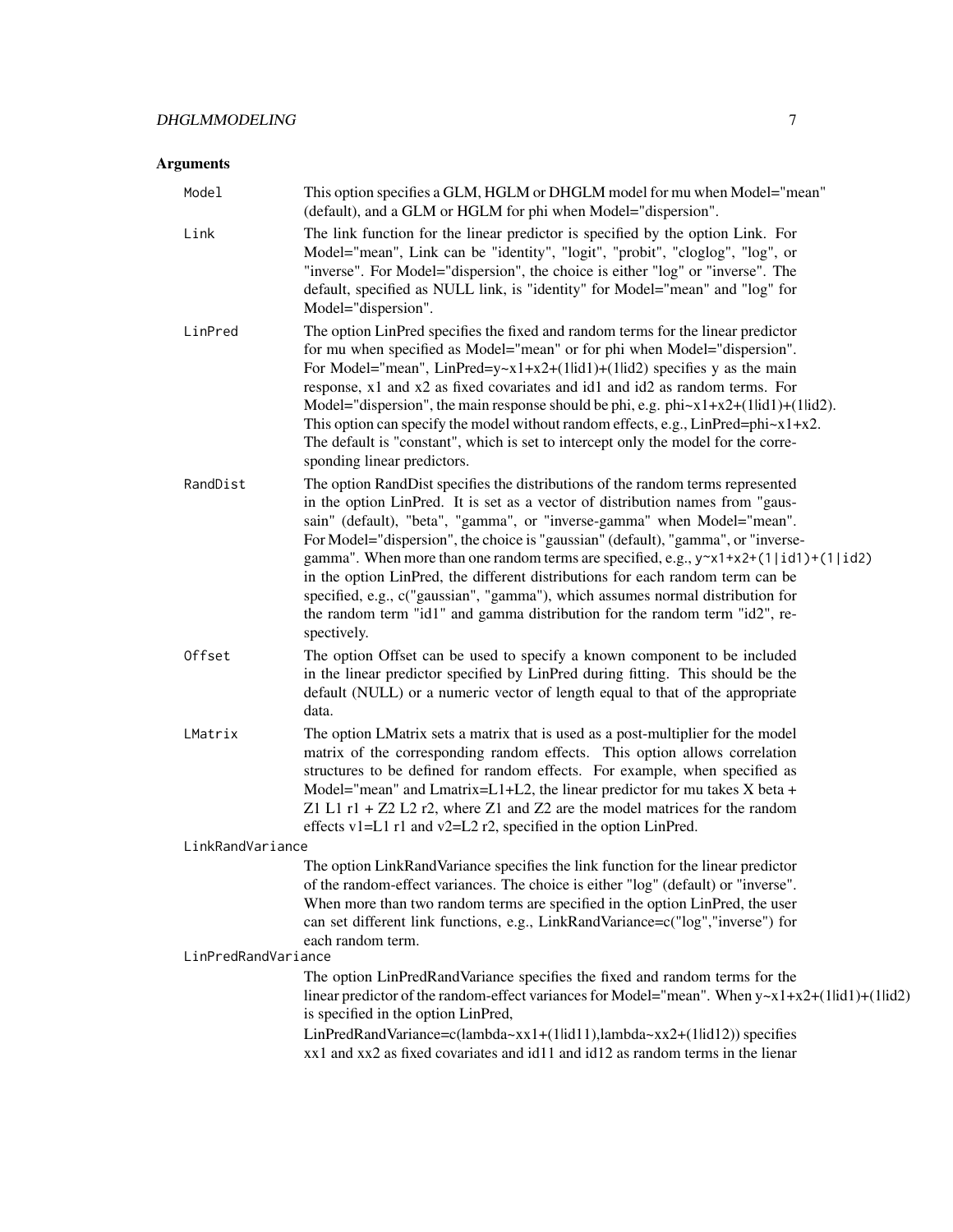## Arguments

**Model**
This option specifies a GLM, HGLM or DHGLM model for mu when Model="mean" (default), and a GLM or HGLM for phi when Model="dispersion".

**Link**
The link function for the linear predictor is specified by the option Link. For Model="mean", Link can be "identity", "logit", "probit", "cloglog", "log", or "inverse". For Model="dispersion", the choice is either "log" or "inverse". The default, specified as NULL link, is "identity" for Model="mean" and "log" for Model="dispersion".

**LinPred**
The option LinPred specifies the fixed and random terms for the linear predictor for mu when specified as Model="mean" or for phi when Model="dispersion". For Model="mean", LinPred=y~x1+x2+(1|id1)+(1|id2) specifies y as the main response, x1 and x2 as fixed covariates and id1 and id2 as random terms. For Model="dispersion", the main response should be phi, e.g. phi~x1+x2+(1|id1)+(1|id2). This option can specify the model without random effects, e.g., LinPred=phi~x1+x2. The default is "constant", which is set to intercept only the model for the corresponding linear predictors.

**RandDist**
The option RandDist specifies the distributions of the random terms represented in the option LinPred. It is set as a vector of distribution names from "gaussain" (default), "beta", "gamma", or "inverse-gamma" when Model="mean". For Model="dispersion", the choice is "gaussian" (default), "gamma", or "inverse-gamma". When more than one random terms are specified, e.g., `y~x1+x2+(1|id1)+(1|id2)` in the option LinPred, the different distributions for each random term can be specified, e.g., c("gaussian", "gamma"), which assumes normal distribution for the random term "id1" and gamma distribution for the random term "id2", respectively.

**Offset**
The option Offset can be used to specify a known component to be included in the linear predictor specified by LinPred during fitting. This should be the default (NULL) or a numeric vector of length equal to that of the appropriate data.

**LMatrix**
The option LMatrix sets a matrix that is used as a post-multiplier for the model matrix of the corresponding random effects. This option allows correlation structures to be defined for random effects. For example, when specified as Model="mean" and Lmatrix=L1+L2, the linear predictor for mu takes X beta + Z1 L1 r1 + Z2 L2 r2, where Z1 and Z2 are the model matrices for the random effects v1=L1 r1 and v2=L2 r2, specified in the option LinPred.

**LinkRandVariance**
The option LinkRandVariance specifies the link function for the linear predictor of the random-effect variances. The choice is either "log" (default) or "inverse". When more than two random terms are specified in the option LinPred, the user can set different link functions, e.g., LinkRandVariance=c("log","inverse") for each random term.

**LinPredRandVariance**
The option LinPredRandVariance specifies the fixed and random terms for the linear predictor of the random-effect variances for Model="mean". When y~x1+x2+(1|id1)+(1|id2) is specified in the option LinPred,
LinPredRandVariance=c(lambda~xx1+(1|id11),lambda~xx2+(1|id12)) specifies xx1 and xx2 as fixed covariates and id11 and id12 as random terms in the lienar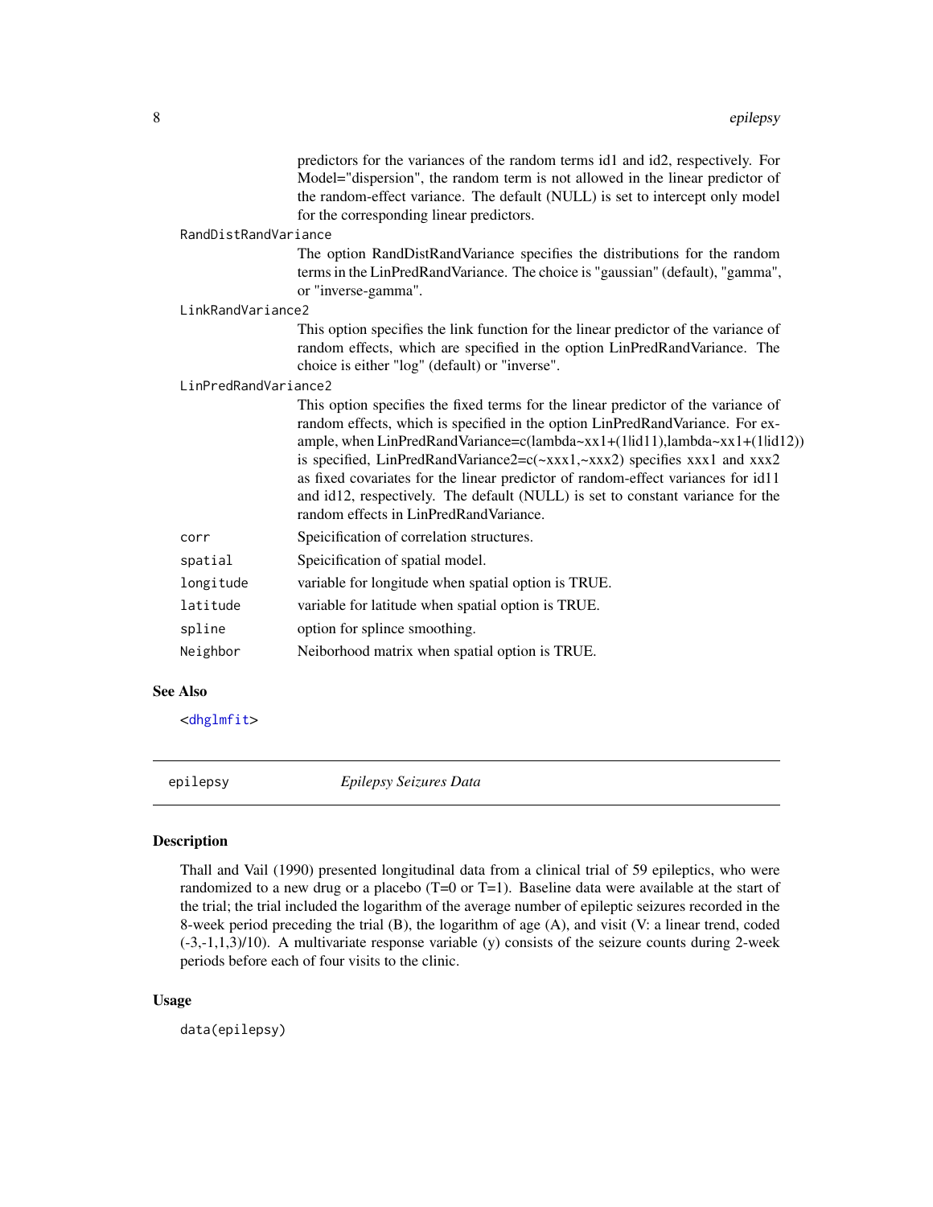predictors for the variances of the random terms id1 and id2, respectively. For Model="dispersion", the random term is not allowed in the linear predictor of the random-effect variance. The default (NULL) is set to intercept only model for the corresponding linear predictors.

`RandDistRandVariance`
: The option RandDistRandVariance specifies the distributions for the random terms in the LinPredRandVariance. The choice is "gaussian" (default), "gamma", or "inverse-gamma".

`LinkRandVariance2`
: This option specifies the link function for the linear predictor of the variance of random effects, which are specified in the option LinPredRandVariance. The choice is either "log" (default) or "inverse".

`LinPredRandVariance2`
: This option specifies the fixed terms for the linear predictor of the variance of random effects, which is specified in the option LinPredRandVariance. For example, when LinPredRandVariance=c(lambda~xx1+(1|id11),lambda~xx1+(1|id12)) is specified, LinPredRandVariance2=c(~xxx1,~xxx2) specifies xxx1 and xxx2 as fixed covariates for the linear predictor of random-effect variances for id11 and id12, respectively. The default (NULL) is set to constant variance for the random effects in LinPredRandVariance.

`corr`
: Speicification of correlation structures.

`spatial`
: Speicification of spatial model.

`longitude`
: variable for longitude when spatial option is TRUE.

`latitude`
: variable for latitude when spatial option is TRUE.

`spline`
: option for splince smoothing.

`Neighbor`
: Neiborhood matrix when spatial option is TRUE.

### See Also

<dhglmfit>

---

## epilepsy — *Epilepsy Seizures Data*

### Description

Thall and Vail (1990) presented longitudinal data from a clinical trial of 59 epileptics, who were randomized to a new drug or a placebo (T=0 or T=1). Baseline data were available at the start of the trial; the trial included the logarithm of the average number of epileptic seizures recorded in the 8-week period preceding the trial (B), the logarithm of age (A), and visit (V: a linear trend, coded (-3,-1,1,3)/10). A multivariate response variable (y) consists of the seizure counts during 2-week periods before each of four visits to the clinic.

### Usage

```
data(epilepsy)
```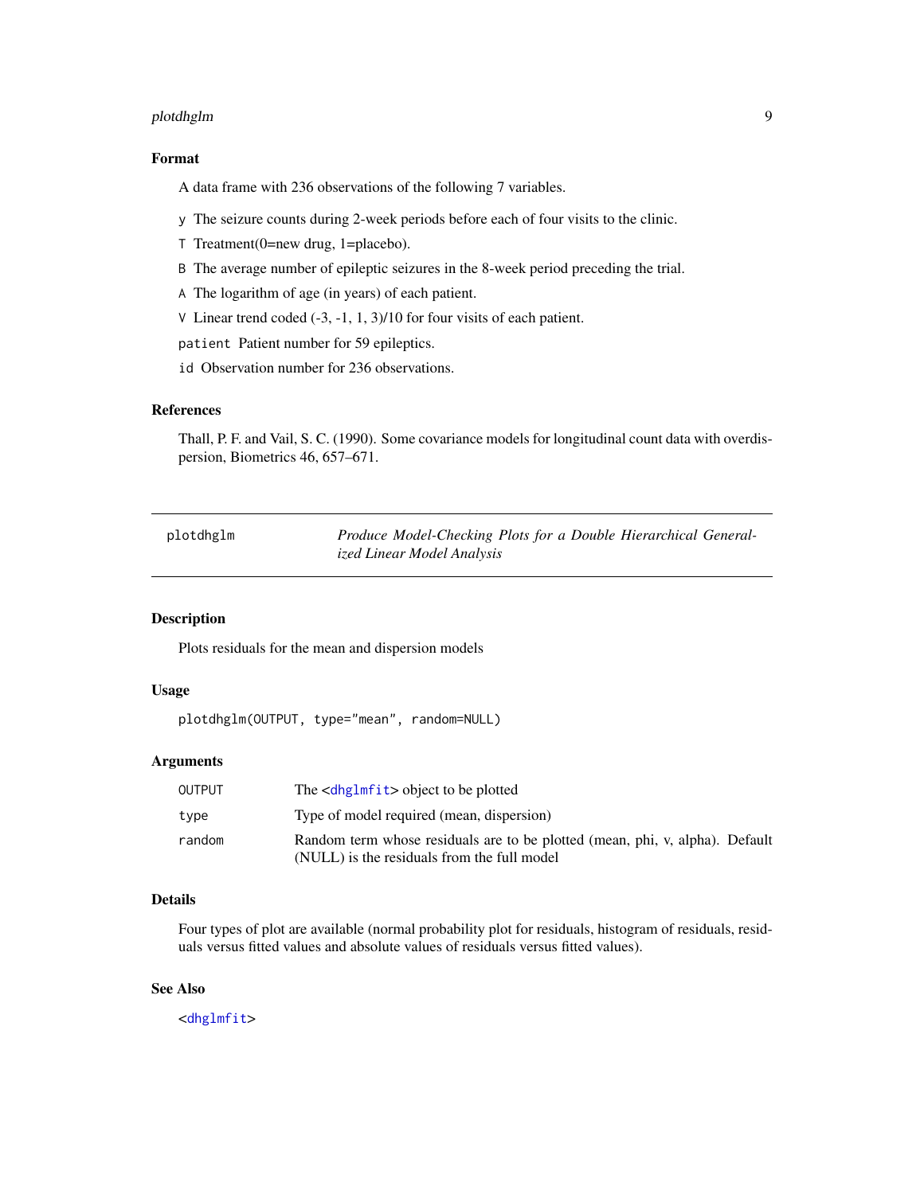### Format

A data frame with 236 observations of the following 7 variables.

- `y` The seizure counts during 2-week periods before each of four visits to the clinic.
- `T` Treatment(0=new drug, 1=placebo).
- `B` The average number of epileptic seizures in the 8-week period preceding the trial.
- `A` The logarithm of age (in years) of each patient.
- `V` Linear trend coded (-3, -1, 1, 3)/10 for four visits of each patient.
- `patient` Patient number for 59 epileptics.
- `id` Observation number for 236 observations.

### References

Thall, P. F. and Vail, S. C. (1990). Some covariance models for longitudinal count data with overdispersion, Biometrics 46, 657–671.

---

## plotdhglm — *Produce Model-Checking Plots for a Double Hierarchical Generalized Linear Model Analysis*

---

### Description

Plots residuals for the mean and dispersion models

### Usage

```
plotdhglm(OUTPUT, type="mean", random=NULL)
```

### Arguments

| | |
|---|---|
| `OUTPUT` | The <dhglmfit> object to be plotted |
| `type` | Type of model required (mean, dispersion) |
| `random` | Random term whose residuals are to be plotted (mean, phi, v, alpha). Default (NULL) is the residuals from the full model |

### Details

Four types of plot are available (normal probability plot for residuals, histogram of residuals, residuals versus fitted values and absolute values of residuals versus fitted values).

### See Also

<dhglmfit>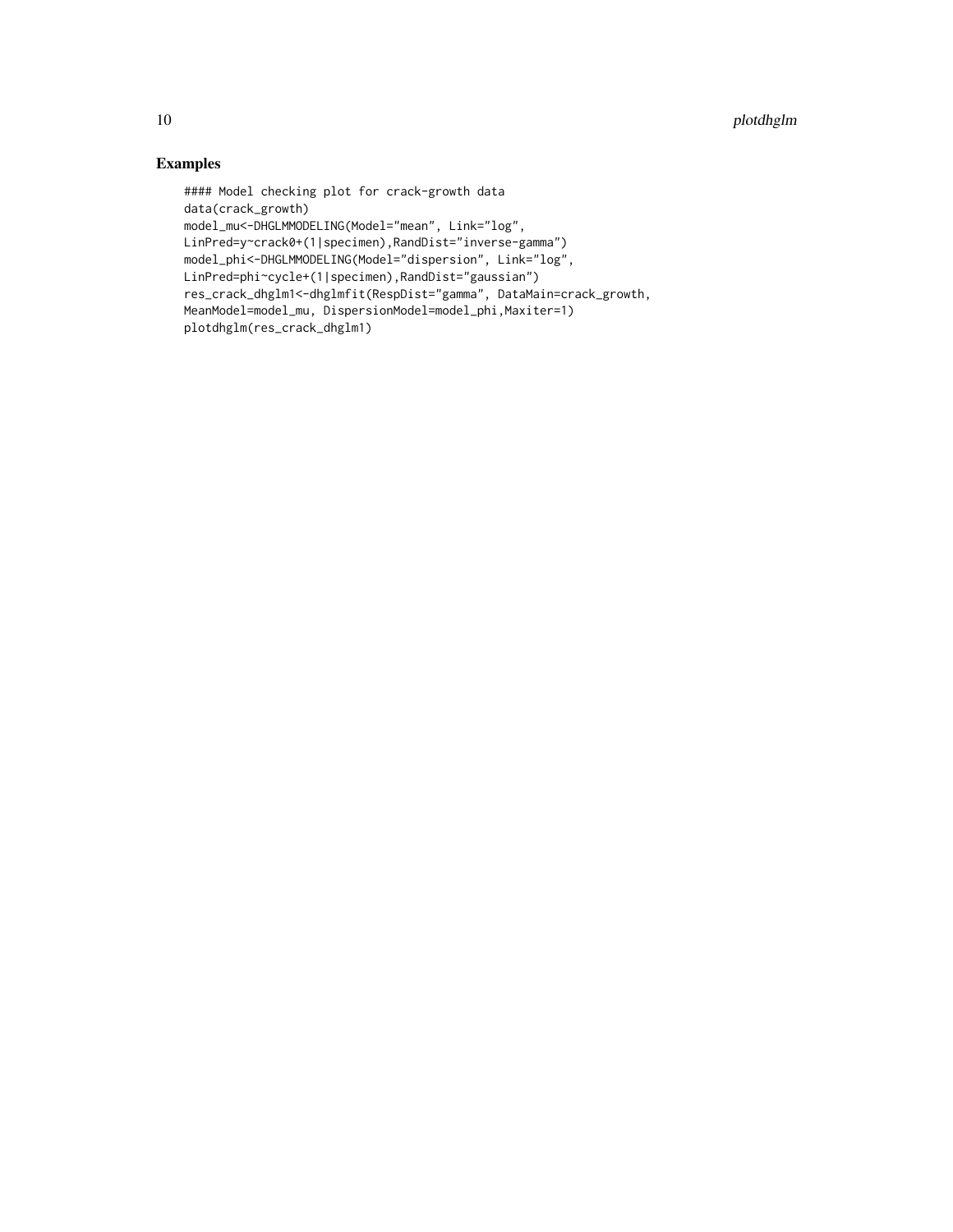## Examples

```
#### Model checking plot for crack-growth data
data(crack_growth)
model_mu<-DHGLMMODELING(Model="mean", Link="log",
LinPred=y~crack0+(1|specimen),RandDist="inverse-gamma")
model_phi<-DHGLMMODELING(Model="dispersion", Link="log",
LinPred=phi~cycle+(1|specimen),RandDist="gaussian")
res_crack_dhglm1<-dhglmfit(RespDist="gamma", DataMain=crack_growth,
MeanModel=model_mu, DispersionModel=model_phi,Maxiter=1)
plotdhglm(res_crack_dhglm1)
```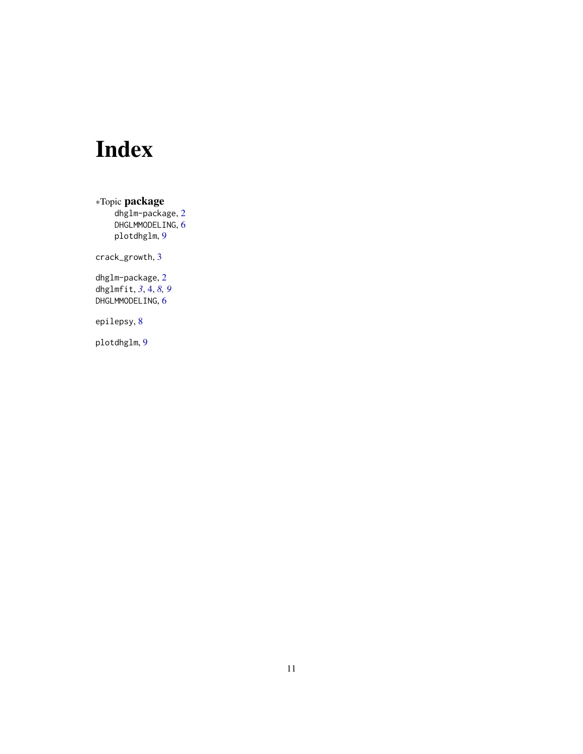# Index

*Topic **package**

- dhglm-package, 2
- DHGLMMODELING, 6
- plotdhglm, 9

crack_growth, 3

dhglm-package, 2
dhglmfit, *3*, 4, *8*, *9*
DHGLMMODELING, 6

epilepsy, 8

plotdhglm, 9